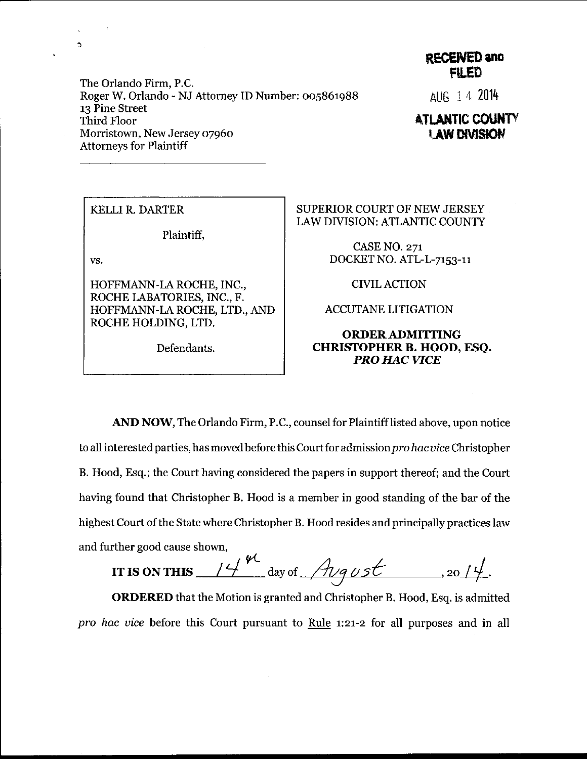The Orlando Firm, P.C.
Roger W. Orlando - NJ Attorney ID Number: 005861988
13 Pine Street
Third Floor
Morristown, New Jersey 07960
Attorneys for Plaintiff

**RECEIVED and FILED**
AUG 14 2014
**ATLANTIC COUNTY LAW DIVISION**

| KELLI R. DARTER<br><br>Plaintiff,<br><br>vs.<br><br>HOFFMANN-LA ROCHE, INC., ROCHE LABATORIES, INC., F. HOFFMANN-LA ROCHE, LTD., AND ROCHE HOLDING, LTD.<br><br>Defendants. | SUPERIOR COURT OF NEW JERSEY LAW DIVISION: ATLANTIC COUNTY<br><br>CASE NO. 271<br>DOCKET NO. ATL-L-7153-11<br><br>CIVIL ACTION<br><br>ACCUTANE LITIGATION<br><br>**ORDER ADMITTING CHRISTOPHER B. HOOD, ESQ. *PRO HAC VICE*** |
|---|---|

**AND NOW**, The Orlando Firm, P.C., counsel for Plaintiff listed above, upon notice to all interested parties, has moved before this Court for admission *pro hac vice* Christopher B. Hood, Esq.; the Court having considered the papers in support thereof; and the Court having found that Christopher B. Hood is a member in good standing of the bar of the highest Court of the State where Christopher B. Hood resides and principally practices law and further good cause shown,

**IT IS ON THIS** 14th day of August, 2014.

**ORDERED** that the Motion is granted and Christopher B. Hood, Esq. is admitted *pro hac vice* before this Court pursuant to Rule 1:21-2 for all purposes and in all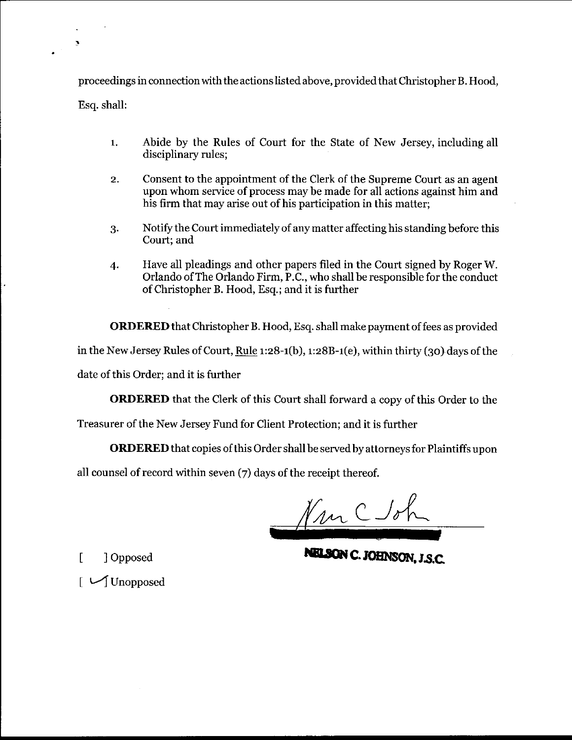proceedings in connection with the actions listed above, provided that Christopher B. Hood, Esq. shall:

1. Abide by the Rules of Court for the State of New Jersey, including all disciplinary rules;

2. Consent to the appointment of the Clerk of the Supreme Court as an agent upon whom service of process may be made for all actions against him and his firm that may arise out of his participation in this matter;

3. Notify the Court immediately of any matter affecting his standing before this Court; and

4. Have all pleadings and other papers filed in the Court signed by Roger W. Orlando of The Orlando Firm, P.C., who shall be responsible for the conduct of Christopher B. Hood, Esq.; and it is further

**ORDERED** that Christopher B. Hood, Esq. shall make payment of fees as provided in the New Jersey Rules of Court, Rule 1:28-1(b), 1:28B-1(e), within thirty (30) days of the date of this Order; and it is further

**ORDERED** that the Clerk of this Court shall forward a copy of this Order to the Treasurer of the New Jersey Fund for Client Protection; and it is further

**ORDERED** that copies of this Order shall be served by attorneys for Plaintiffs upon all counsel of record within seven (7) days of the receipt thereof.

Nelson C. Johnson

**NELSON C. JOHNSON, J.S.C.**

[ ] Opposed

[ ✓ ] Unopposed